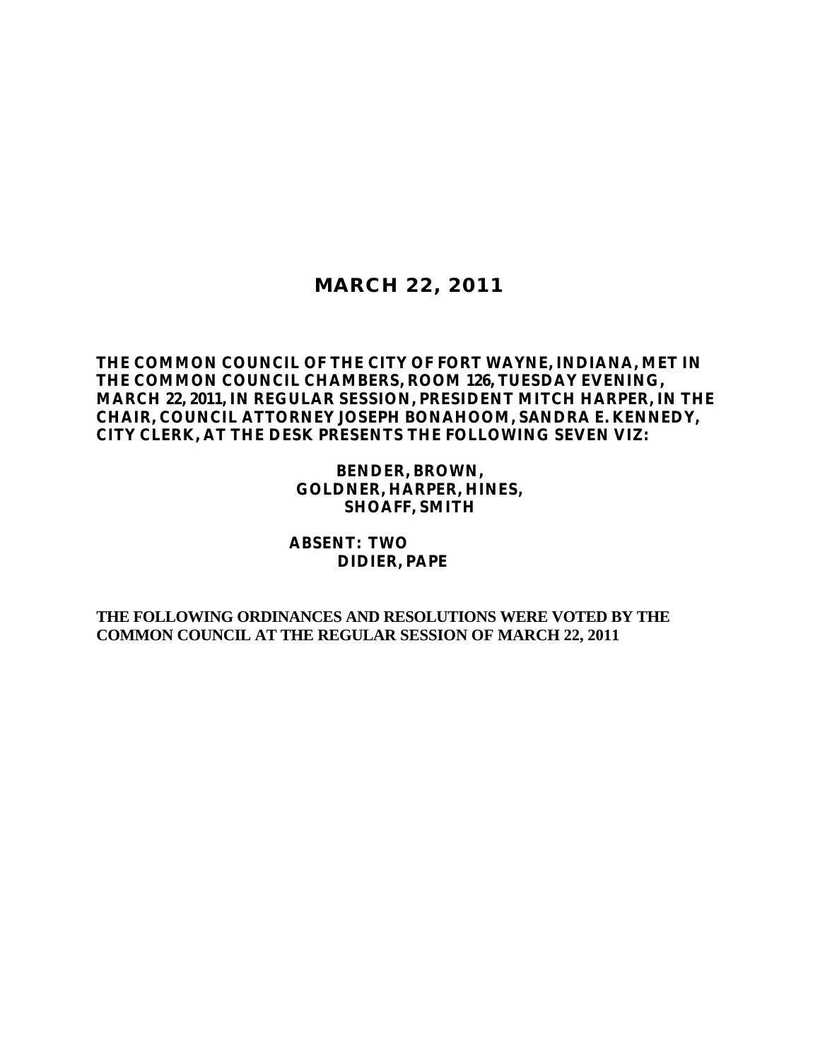# MARCH 22, 2011

**THE COMMON COUNCIL OF THE CITY OF FORT WAYNE, INDIANA, MET IN THE COMMON COUNCIL CHAMBERS, ROOM 126, TUESDAY EVENING, MARCH 22, 2011, IN REGULAR SESSION, PRESIDENT MITCH HARPER, IN THE CHAIR, COUNCIL ATTORNEY JOSEPH BONAHOOM, SANDRA E. KENNEDY, CITY CLERK, AT THE DESK PRESENTS THE FOLLOWING SEVEN VIZ:**

**BENDER, BROWN,**
**GOLDNER, HARPER, HINES,**
**SHOAFF, SMITH**

**ABSENT: TWO**
**DIDIER, PAPE**

**THE FOLLOWING ORDINANCES AND RESOLUTIONS WERE VOTED BY THE COMMON COUNCIL AT THE REGULAR SESSION OF MARCH 22, 2011**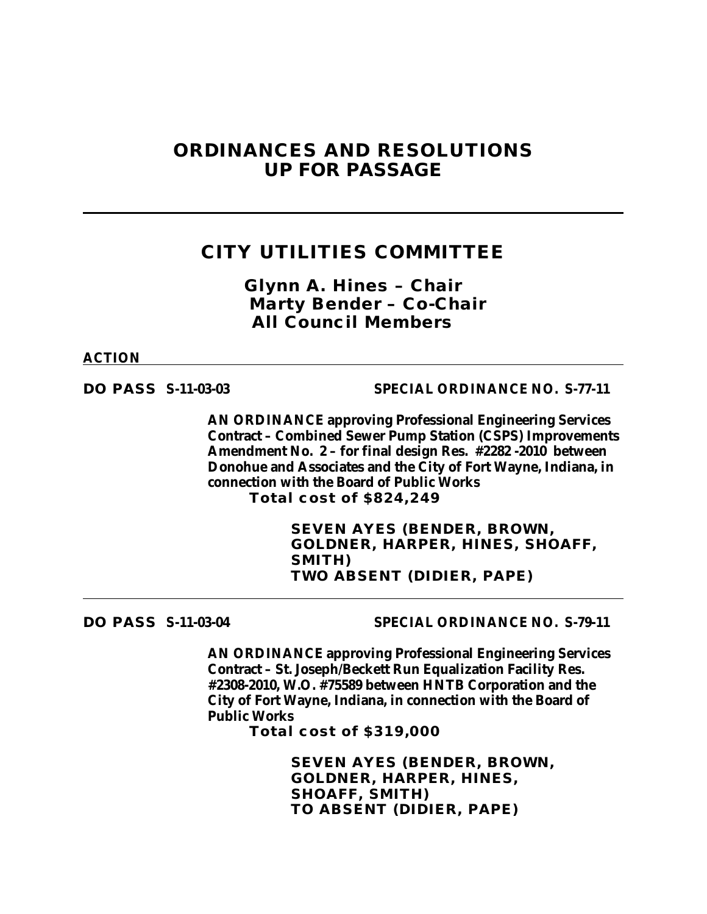# ORDINANCES AND RESOLUTIONS UP FOR PASSAGE

---

## CITY UTILITIES COMMITTEE

**Glynn A. Hines – Chair**
**Marty Bender – Co-Chair**
**All Council Members**

**ACTION**

---

**DO PASS S-11-03-03** **SPECIAL ORDINANCE NO. S-77-11**

**AN ORDINANCE approving Professional Engineering Services Contract – Combined Sewer Pump Station (CSPS) Improvements Amendment No. 2 – for final design Res. #2282 -2010 between Donohue and Associates and the City of Fort Wayne, Indiana, in connection with the Board of Public Works**
**Total cost of $824,249**

**SEVEN AYES (BENDER, BROWN, GOLDNER, HARPER, HINES, SHOAFF, SMITH)**
**TWO ABSENT (DIDIER, PAPE)**

---

**DO PASS S-11-03-04** **SPECIAL ORDINANCE NO. S-79-11**

**AN ORDINANCE approving Professional Engineering Services Contract – St. Joseph/Beckett Run Equalization Facility Res. #2308-2010, W.O. #75589 between HNTB Corporation and the City of Fort Wayne, Indiana, in connection with the Board of Public Works**
**Total cost of $319,000**

**SEVEN AYES (BENDER, BROWN, GOLDNER, HARPER, HINES, SHOAFF, SMITH)**
**TO ABSENT (DIDIER, PAPE)**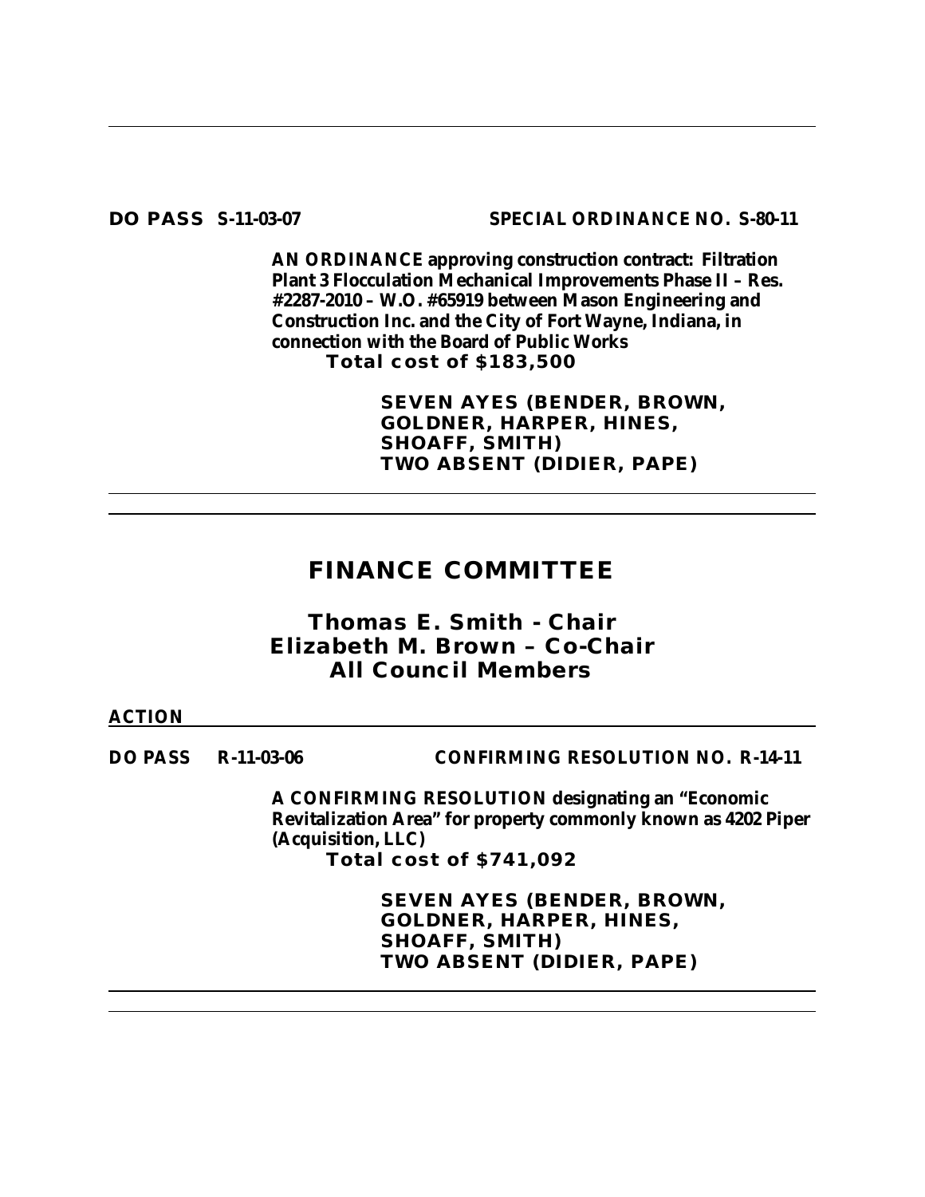**DO PASS S-11-03-07 SPECIAL ORDINANCE NO. S-80-11**

**AN ORDINANCE approving construction contract: Filtration Plant 3 Flocculation Mechanical Improvements Phase II – Res. #2287-2010 – W.O. #65919 between Mason Engineering and Construction Inc. and the City of Fort Wayne, Indiana, in connection with the Board of Public Works**
**Total cost of $183,500**

**SEVEN AYES (BENDER, BROWN, GOLDNER, HARPER, HINES, SHOAFF, SMITH)**
**TWO ABSENT (DIDIER, PAPE)**

---

## FINANCE COMMITTEE

### Thomas E. Smith - Chair
### Elizabeth M. Brown – Co-Chair
### All Council Members

**ACTION**

**DO PASS R-11-03-06 CONFIRMING RESOLUTION NO. R-14-11**

**A CONFIRMING RESOLUTION designating an "Economic Revitalization Area" for property commonly known as 4202 Piper (Acquisition, LLC)**
**Total cost of $741,092**

**SEVEN AYES (BENDER, BROWN, GOLDNER, HARPER, HINES, SHOAFF, SMITH)**
**TWO ABSENT (DIDIER, PAPE)**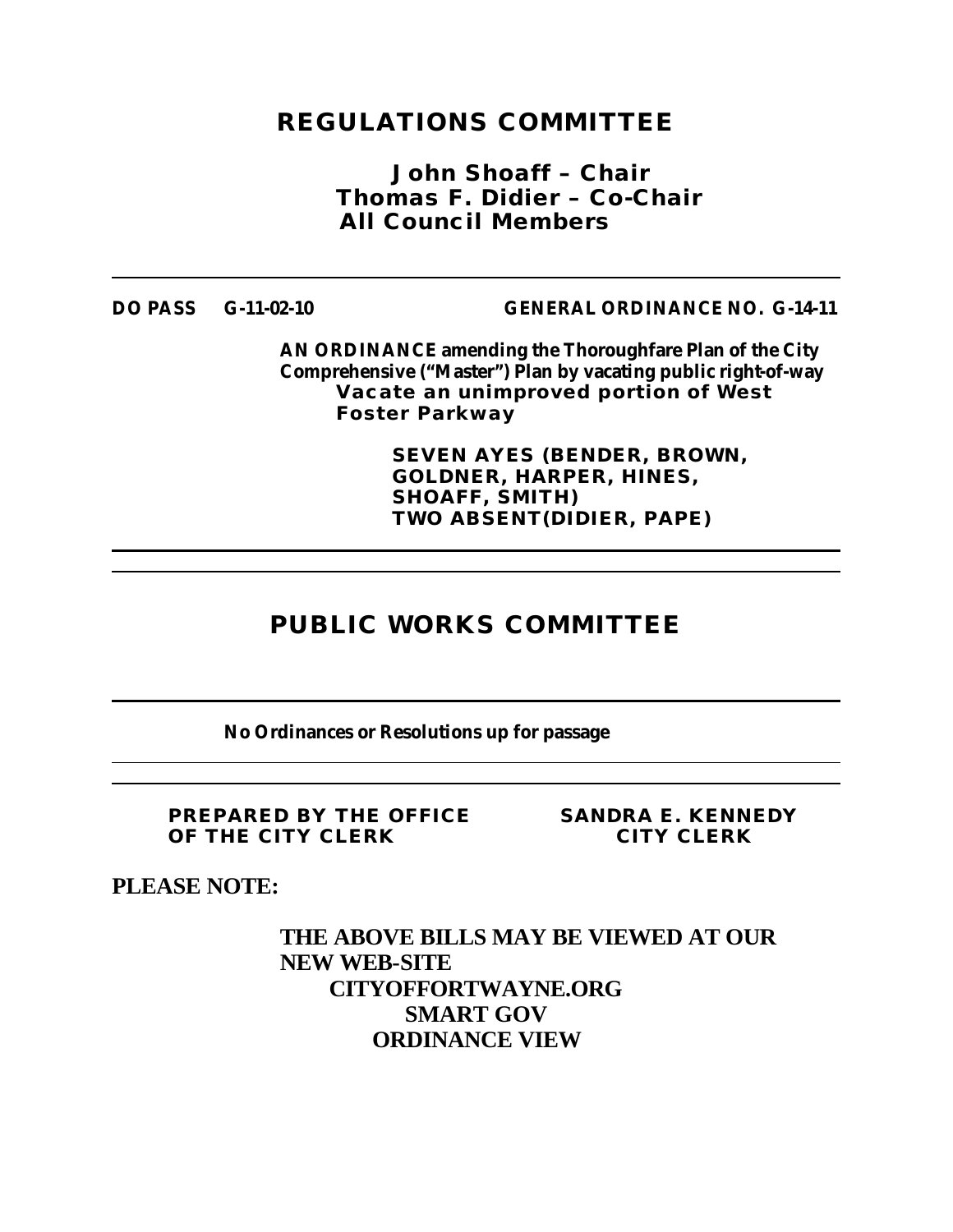## REGULATIONS COMMITTEE

**John Shoaff – Chair**
**Thomas F. Didier – Co-Chair**
**All Council Members**

---

**DO PASS G-11-02-10 GENERAL ORDINANCE NO. G-14-11**

**AN ORDINANCE amending the Thoroughfare Plan of the City Comprehensive ("Master") Plan by vacating public right-of-way**
**Vacate an unimproved portion of West Foster Parkway**

**SEVEN AYES (BENDER, BROWN, GOLDNER, HARPER, HINES, SHOAFF, SMITH)**
**TWO ABSENT(DIDIER, PAPE)**

---

## PUBLIC WORKS COMMITTEE

---

**No Ordinances or Resolutions up for passage**

---

**PREPARED BY THE OFFICE OF THE CITY CLERK** **SANDRA E. KENNEDY CITY CLERK**

**PLEASE NOTE:**

**THE ABOVE BILLS MAY BE VIEWED AT OUR NEW WEB-SITE**
**CITYOFFORTWAYNE.ORG**
**SMART GOV**
**ORDINANCE VIEW**